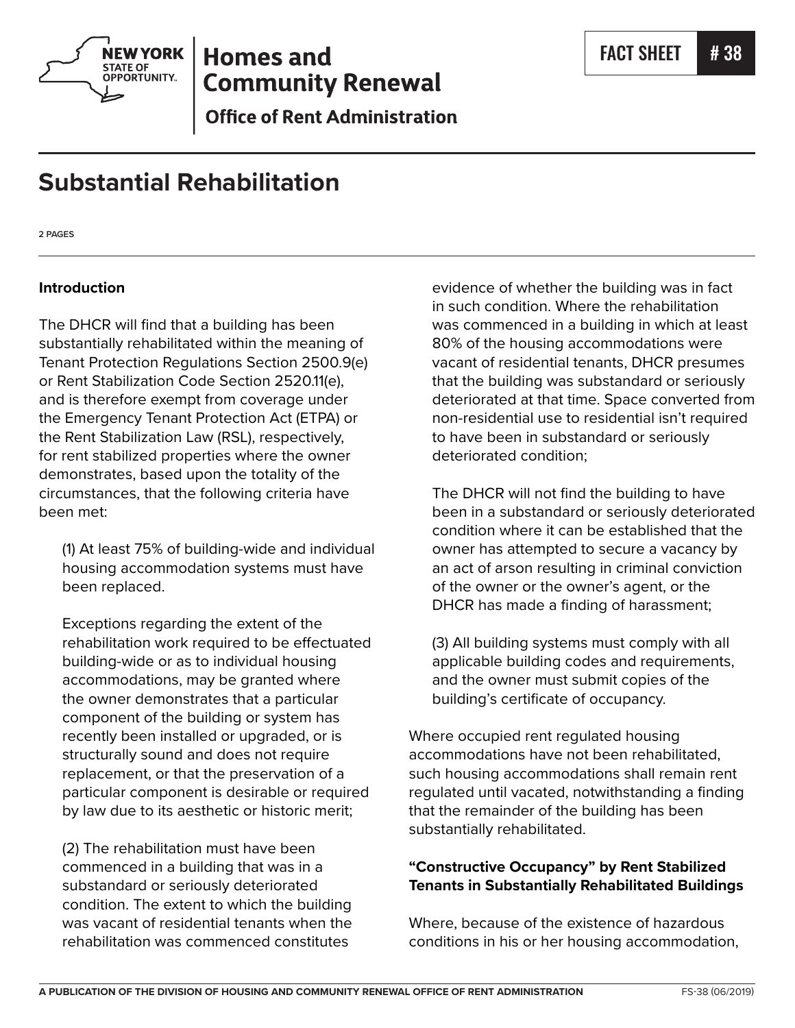Homes and Community Renewal

Office of Rent Administration

FACT SHEET # 38

# Substantial Rehabilitation

2 PAGES

### Introduction

The DHCR will find that a building has been substantially rehabilitated within the meaning of Tenant Protection Regulations Section 2500.9(e) or Rent Stabilization Code Section 2520.11(e), and is therefore exempt from coverage under the Emergency Tenant Protection Act (ETPA) or the Rent Stabilization Law (RSL), respectively, for rent stabilized properties where the owner demonstrates, based upon the totality of the circumstances, that the following criteria have been met:

(1) At least 75% of building-wide and individual housing accommodation systems must have been replaced.

Exceptions regarding the extent of the rehabilitation work required to be effectuated building-wide or as to individual housing accommodations, may be granted where the owner demonstrates that a particular component of the building or system has recently been installed or upgraded, or is structurally sound and does not require replacement, or that the preservation of a particular component is desirable or required by law due to its aesthetic or historic merit;

(2) The rehabilitation must have been commenced in a building that was in a substandard or seriously deteriorated condition. The extent to which the building was vacant of residential tenants when the rehabilitation was commenced constitutes evidence of whether the building was in fact in such condition. Where the rehabilitation was commenced in a building in which at least 80% of the housing accommodations were vacant of residential tenants, DHCR presumes that the building was substandard or seriously deteriorated at that time. Space converted from non-residential use to residential isn't required to have been in substandard or seriously deteriorated condition;

The DHCR will not find the building to have been in a substandard or seriously deteriorated condition where it can be established that the owner has attempted to secure a vacancy by an act of arson resulting in criminal conviction of the owner or the owner's agent, or the DHCR has made a finding of harassment;

(3) All building systems must comply with all applicable building codes and requirements, and the owner must submit copies of the building's certificate of occupancy.

Where occupied rent regulated housing accommodations have not been rehabilitated, such housing accommodations shall remain rent regulated until vacated, notwithstanding a finding that the remainder of the building has been substantially rehabilitated.

### "Constructive Occupancy" by Rent Stabilized Tenants in Substantially Rehabilitated Buildings

Where, because of the existence of hazardous conditions in his or her housing accommodation,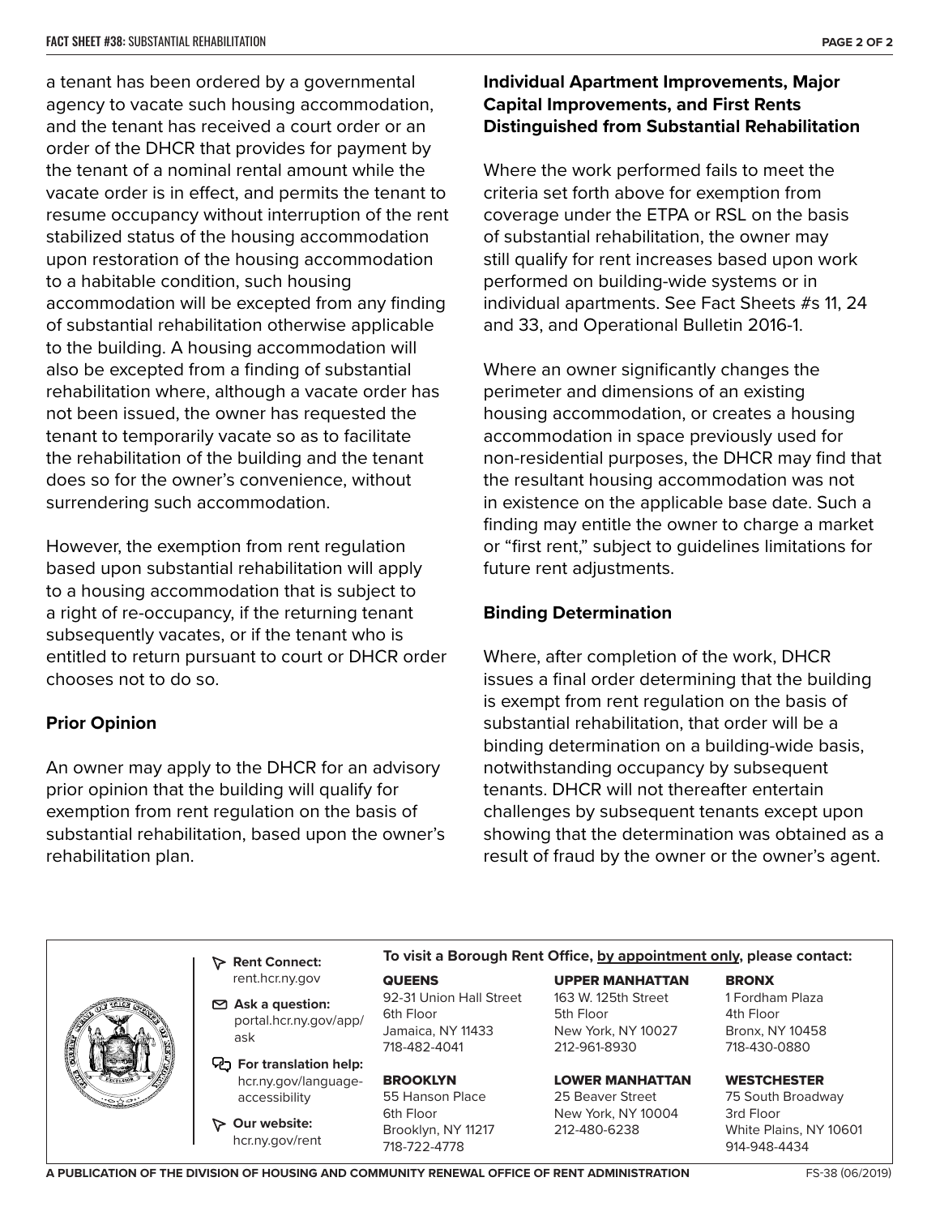a tenant has been ordered by a governmental agency to vacate such housing accommodation, and the tenant has received a court order or an order of the DHCR that provides for payment by the tenant of a nominal rental amount while the vacate order is in effect, and permits the tenant to resume occupancy without interruption of the rent stabilized status of the housing accommodation upon restoration of the housing accommodation to a habitable condition, such housing accommodation will be excepted from any finding of substantial rehabilitation otherwise applicable to the building. A housing accommodation will also be excepted from a finding of substantial rehabilitation where, although a vacate order has not been issued, the owner has requested the tenant to temporarily vacate so as to facilitate the rehabilitation of the building and the tenant does so for the owner's convenience, without surrendering such accommodation.

However, the exemption from rent regulation based upon substantial rehabilitation will apply to a housing accommodation that is subject to a right of re-occupancy, if the returning tenant subsequently vacates, or if the tenant who is entitled to return pursuant to court or DHCR order chooses not to do so.

### Prior Opinion

An owner may apply to the DHCR for an advisory prior opinion that the building will qualify for exemption from rent regulation on the basis of substantial rehabilitation, based upon the owner's rehabilitation plan.

### Individual Apartment Improvements, Major Capital Improvements, and First Rents Distinguished from Substantial Rehabilitation

Where the work performed fails to meet the criteria set forth above for exemption from coverage under the ETPA or RSL on the basis of substantial rehabilitation, the owner may still qualify for rent increases based upon work performed on building-wide systems or in individual apartments. See Fact Sheets #s 11, 24 and 33, and Operational Bulletin 2016-1.

Where an owner significantly changes the perimeter and dimensions of an existing housing accommodation, or creates a housing accommodation in space previously used for non-residential purposes, the DHCR may find that the resultant housing accommodation was not in existence on the applicable base date. Such a finding may entitle the owner to charge a market or "first rent," subject to guidelines limitations for future rent adjustments.

### Binding Determination

Where, after completion of the work, DHCR issues a final order determining that the building is exempt from rent regulation on the basis of substantial rehabilitation, that order will be a binding determination on a building-wide basis, notwithstanding occupancy by subsequent tenants. DHCR will not thereafter entertain challenges by subsequent tenants except upon showing that the determination was obtained as a result of fraud by the owner or the owner's agent.

---

**Rent Connect:** rent.hcr.ny.gov

**Ask a question:** portal.hcr.ny.gov/app/ask

**For translation help:** hcr.ny.gov/language-accessibility

**Our website:** hcr.ny.gov/rent

**To visit a Borough Rent Office, by appointment only, please contact:**

**QUEENS**
92-31 Union Hall Street
6th Floor
Jamaica, NY 11433
718-482-4041

**BROOKLYN**
55 Hanson Place
6th Floor
Brooklyn, NY 11217
718-722-4778

**UPPER MANHATTAN**
163 W. 125th Street
5th Floor
New York, NY 10027
212-961-8930

**LOWER MANHATTAN**
25 Beaver Street
New York, NY 10004
212-480-6238

**BRONX**
1 Fordham Plaza
4th Floor
Bronx, NY 10458
718-430-0880

**WESTCHESTER**
75 South Broadway
3rd Floor
White Plains, NY 10601
914-948-4434

**A PUBLICATION OF THE DIVISION OF HOUSING AND COMMUNITY RENEWAL OFFICE OF RENT ADMINISTRATION** FS-38 (06/2019)